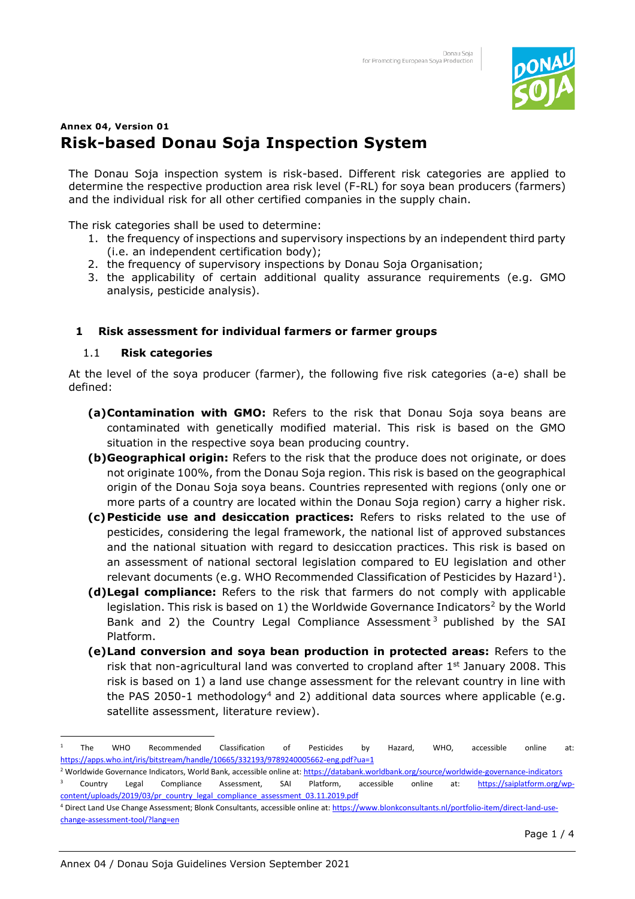**Annex 04, Version 01**

# Risk-based Donau Soja Inspection System

The Donau Soja inspection system is risk-based. Different risk categories are applied to determine the respective production area risk level (F-RL) for soya bean producers (farmers) and the individual risk for all other certified companies in the supply chain.

The risk categories shall be used to determine:

1. the frequency of inspections and supervisory inspections by an independent third party (i.e. an independent certification body);
2. the frequency of supervisory inspections by Donau Soja Organisation;
3. the applicability of certain additional quality assurance requirements (e.g. GMO analysis, pesticide analysis).

## 1 Risk assessment for individual farmers or farmer groups

### 1.1 Risk categories

At the level of the soya producer (farmer), the following five risk categories (a-e) shall be defined:

- **(a) Contamination with GMO:** Refers to the risk that Donau Soja soya beans are contaminated with genetically modified material. This risk is based on the GMO situation in the respective soya bean producing country.
- **(b) Geographical origin:** Refers to the risk that the produce does not originate, or does not originate 100%, from the Donau Soja region. This risk is based on the geographical origin of the Donau Soja soya beans. Countries represented with regions (only one or more parts of a country are located within the Donau Soja region) carry a higher risk.
- **(c) Pesticide use and desiccation practices:** Refers to risks related to the use of pesticides, considering the legal framework, the national list of approved substances and the national situation with regard to desiccation practices. This risk is based on an assessment of national sectoral legislation compared to EU legislation and other relevant documents (e.g. WHO Recommended Classification of Pesticides by Hazard[1]).
- **(d) Legal compliance:** Refers to the risk that farmers do not comply with applicable legislation. This risk is based on 1) the Worldwide Governance Indicators[2] by the World Bank and 2) the Country Legal Compliance Assessment[3] published by the SAI Platform.
- **(e) Land conversion and soya bean production in protected areas:** Refers to the risk that non-agricultural land was converted to cropland after 1st January 2008. This risk is based on 1) a land use change assessment for the relevant country in line with the PAS 2050-1 methodology[4] and 2) additional data sources where applicable (e.g. satellite assessment, literature review).

---

[1] The WHO Recommended Classification of Pesticides by Hazard, WHO, accessible online at: https://apps.who.int/iris/bitstream/handle/10665/332193/9789240005662-eng.pdf?ua=1

[2] Worldwide Governance Indicators, World Bank, accessible online at: https://databank.worldbank.org/source/worldwide-governance-indicators

[3] Country Legal Compliance Assessment, SAI Platform, accessible online at: https://saiplatform.org/wp-content/uploads/2019/03/pr_country_legal_compliance_assessment_03.11.2019.pdf

[4] Direct Land Use Change Assessment; Blonk Consultants, accessible online at: https://www.blonkconsultants.nl/portfolio-item/direct-land-use-change-assessment-tool/?lang=en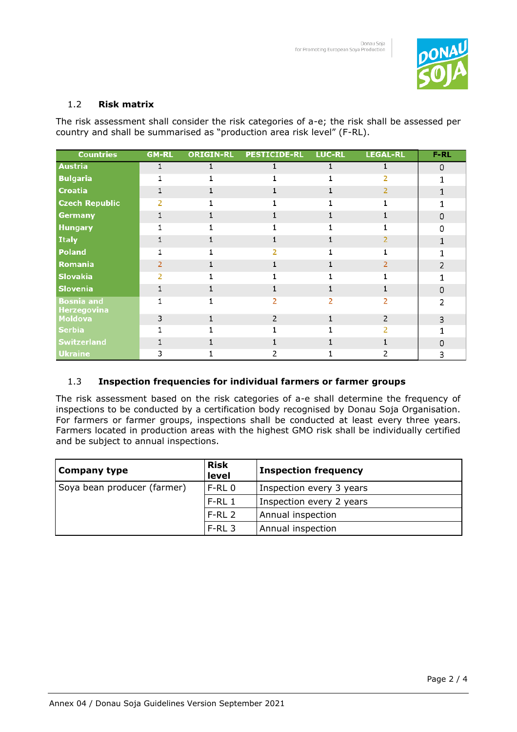## 1.2 Risk matrix

The risk assessment shall consider the risk categories of a-e; the risk shall be assessed per country and shall be summarised as "production area risk level" (F-RL).

| Countries | GM-RL | ORIGIN-RL | PESTICIDE-RL | LUC-RL | LEGAL-RL | F-RL |
|---|---|---|---|---|---|---|
| Austria | 1 | 1 | 1 | 1 | 1 | 0 |
| Bulgaria | 1 | 1 | 1 | 1 | 2 | 1 |
| Croatia | 1 | 1 | 1 | 1 | 2 | 1 |
| Czech Republic | 2 | 1 | 1 | 1 | 1 | 1 |
| Germany | 1 | 1 | 1 | 1 | 1 | 0 |
| Hungary | 1 | 1 | 1 | 1 | 1 | 0 |
| Italy | 1 | 1 | 1 | 1 | 2 | 1 |
| Poland | 1 | 1 | 2 | 1 | 1 | 1 |
| Romania | 2 | 1 | 1 | 1 | 2 | 2 |
| Slovakia | 2 | 1 | 1 | 1 | 1 | 1 |
| Slovenia | 1 | 1 | 1 | 1 | 1 | 0 |
| Bosnia and Herzegovina | 1 | 1 | 2 | 2 | 2 | 2 |
| Moldova | 3 | 1 | 2 | 1 | 2 | 3 |
| Serbia | 1 | 1 | 1 | 1 | 2 | 1 |
| Switzerland | 1 | 1 | 1 | 1 | 1 | 0 |
| Ukraine | 3 | 1 | 2 | 1 | 2 | 3 |

## 1.3 Inspection frequencies for individual farmers or farmer groups

The risk assessment based on the risk categories of a-e shall determine the frequency of inspections to be conducted by a certification body recognised by Donau Soja Organisation. For farmers or farmer groups, inspections shall be conducted at least every three years. Farmers located in production areas with the highest GMO risk shall be individually certified and be subject to annual inspections.

| Company type | Risk level | Inspection frequency |
|---|---|---|
| Soya bean producer (farmer) | F-RL 0 | Inspection every 3 years |
| | F-RL 1 | Inspection every 2 years |
| | F-RL 2 | Annual inspection |
| | F-RL 3 | Annual inspection |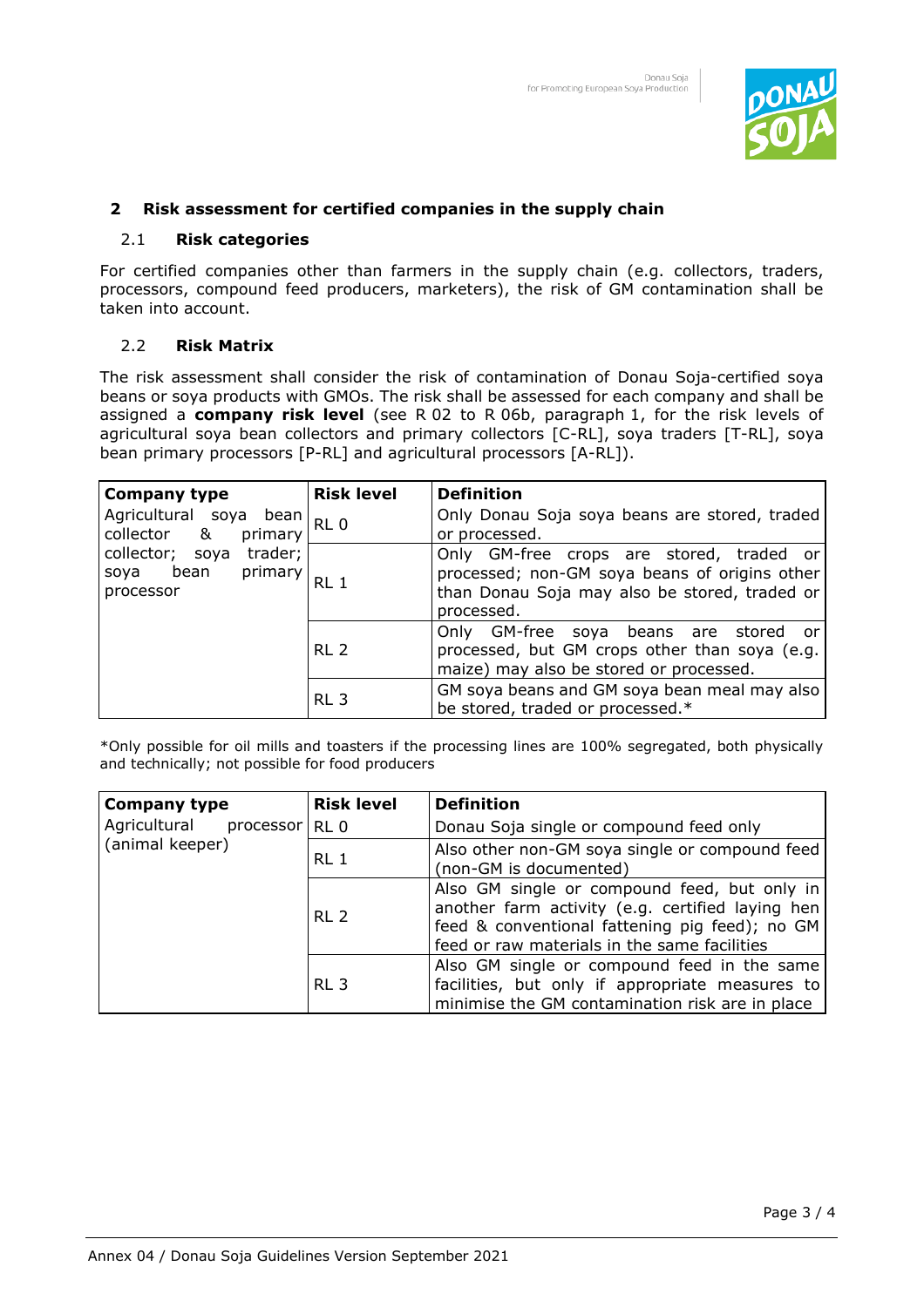## 2 Risk assessment for certified companies in the supply chain

### 2.1 Risk categories

For certified companies other than farmers in the supply chain (e.g. collectors, traders, processors, compound feed producers, marketers), the risk of GM contamination shall be taken into account.

### 2.2 Risk Matrix

The risk assessment shall consider the risk of contamination of Donau Soja-certified soya beans or soya products with GMOs. The risk shall be assessed for each company and shall be assigned a **company risk level** (see R 02 to R 06b, paragraph 1, for the risk levels of agricultural soya bean collectors and primary collectors [C-RL], soya traders [T-RL], soya bean primary processors [P-RL] and agricultural processors [A-RL]).

| Company type | Risk level | Definition |
|---|---|---|
| Agricultural soya bean collector & primary collector; soya trader; soya bean primary processor | RL 0 | Only Donau Soja soya beans are stored, traded or processed. |
| | RL 1 | Only GM-free crops are stored, traded or processed; non-GM soya beans of origins other than Donau Soja may also be stored, traded or processed. |
| | RL 2 | Only GM-free soya beans are stored or processed, but GM crops other than soya (e.g. maize) may also be stored or processed. |
| | RL 3 | GM soya beans and GM soya bean meal may also be stored, traded or processed.* |

*Only possible for oil mills and toasters if the processing lines are 100% segregated, both physically and technically; not possible for food producers

| Company type | Risk level | Definition |
|---|---|---|
| Agricultural processor (animal keeper) | RL 0 | Donau Soja single or compound feed only |
| | RL 1 | Also other non-GM soya single or compound feed (non-GM is documented) |
| | RL 2 | Also GM single or compound feed, but only in another farm activity (e.g. certified laying hen feed & conventional fattening pig feed); no GM feed or raw materials in the same facilities |
| | RL 3 | Also GM single or compound feed in the same facilities, but only if appropriate measures to minimise the GM contamination risk are in place |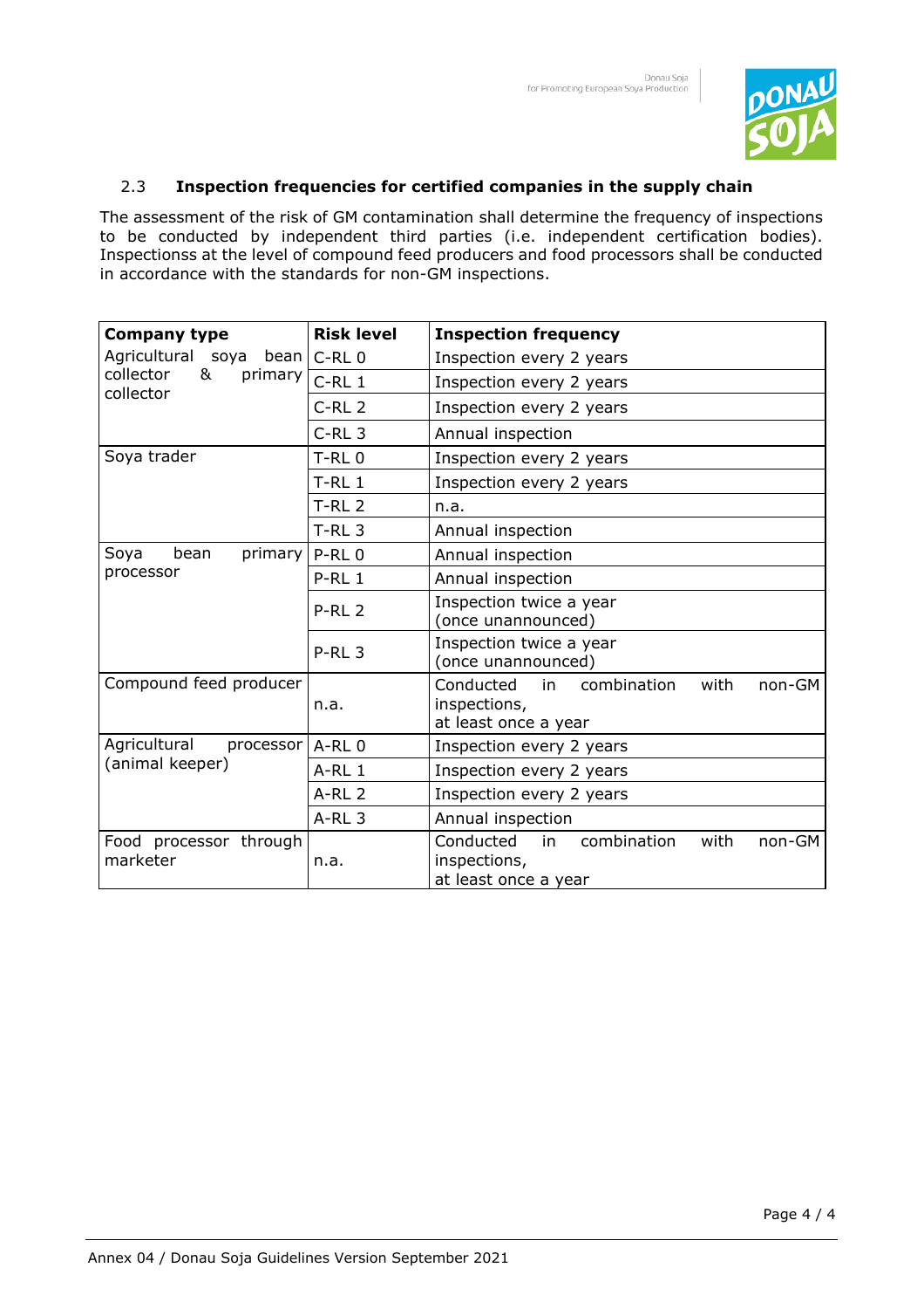### 2.3 Inspection frequencies for certified companies in the supply chain

The assessment of the risk of GM contamination shall determine the frequency of inspections to be conducted by independent third parties (i.e. independent certification bodies). Inspectionss at the level of compound feed producers and food processors shall be conducted in accordance with the standards for non-GM inspections.

| **Company type** | **Risk level** | **Inspection frequency** |
|---|---|---|
| Agricultural soya bean collector & primary collector | C-RL 0 | Inspection every 2 years |
| | C-RL 1 | Inspection every 2 years |
| | C-RL 2 | Inspection every 2 years |
| | C-RL 3 | Annual inspection |
| Soya trader | T-RL 0 | Inspection every 2 years |
| | T-RL 1 | Inspection every 2 years |
| | T-RL 2 | n.a. |
| | T-RL 3 | Annual inspection |
| Soya bean primary processor | P-RL 0 | Annual inspection |
| | P-RL 1 | Annual inspection |
| | P-RL 2 | Inspection twice a year (once unannounced) |
| | P-RL 3 | Inspection twice a year (once unannounced) |
| Compound feed producer | n.a. | Conducted in combination with non-GM inspections, at least once a year |
| Agricultural processor (animal keeper) | A-RL 0 | Inspection every 2 years |
| | A-RL 1 | Inspection every 2 years |
| | A-RL 2 | Inspection every 2 years |
| | A-RL 3 | Annual inspection |
| Food processor through marketer | n.a. | Conducted in combination with non-GM inspections, at least once a year |